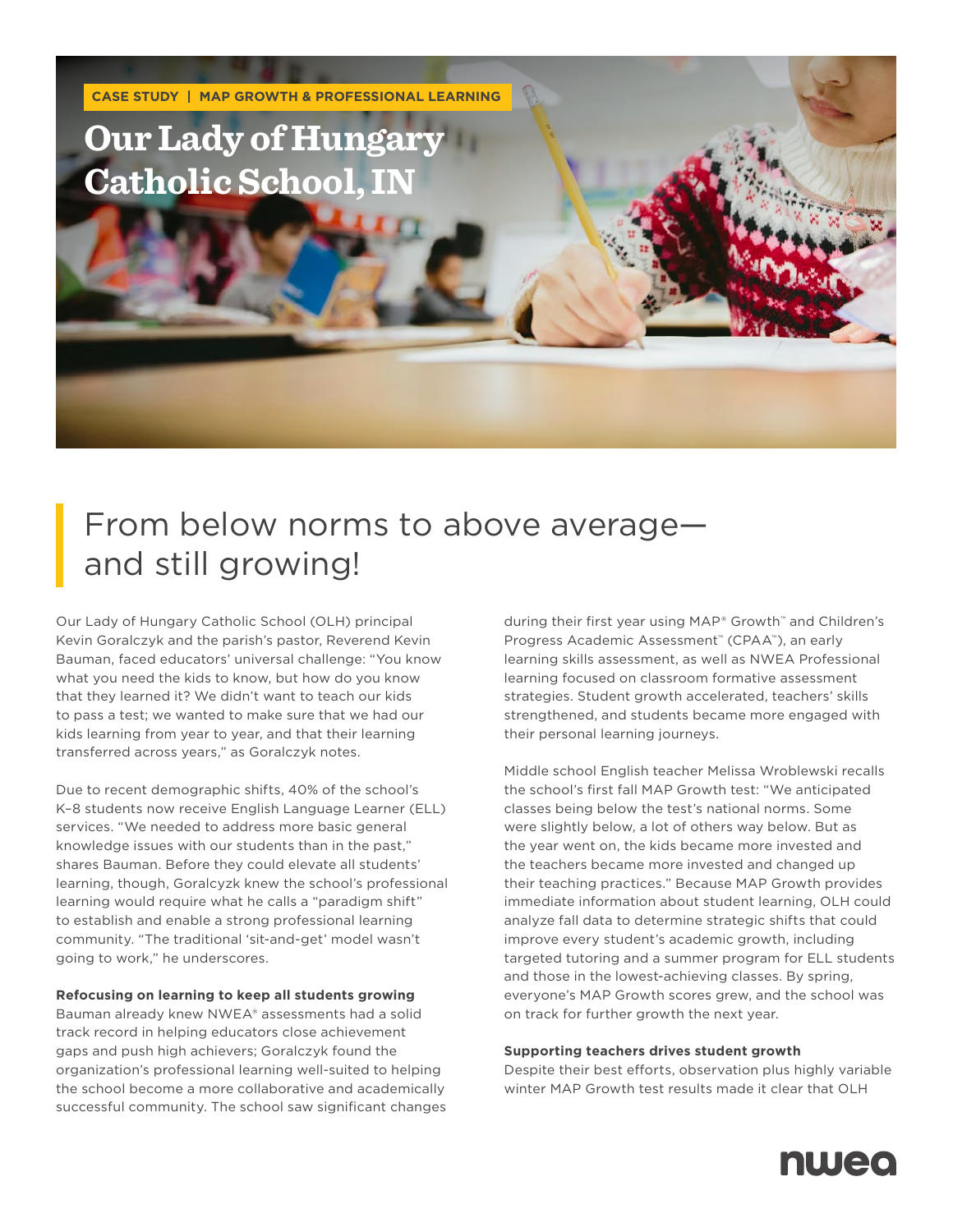CASE STUDY | MAP GROWTH & PROFESSIONAL LEARNING

# Our Lady of Hungary Catholic School, IN

## From below norms to above average—and still growing!

Our Lady of Hungary Catholic School (OLH) principal Kevin Goralczyk and the parish's pastor, Reverend Kevin Bauman, faced educators' universal challenge: "You know what you need the kids to know, but how do you know that they learned it? We didn't want to teach our kids to pass a test; we wanted to make sure that we had our kids learning from year to year, and that their learning transferred across years," as Goralczyk notes.

Due to recent demographic shifts, 40% of the school's K–8 students now receive English Language Learner (ELL) services. "We needed to address more basic general knowledge issues with our students than in the past," shares Bauman. Before they could elevate all students' learning, though, Goralcyzk knew the school's professional learning would require what he calls a "paradigm shift" to establish and enable a strong professional learning community. "The traditional 'sit-and-get' model wasn't going to work," he underscores.

**Refocusing on learning to keep all students growing**

Bauman already knew NWEA® assessments had a solid track record in helping educators close achievement gaps and push high achievers; Goralczyk found the organization's professional learning well-suited to helping the school become a more collaborative and academically successful community. The school saw significant changes during their first year using MAP® Growth™ and Children's Progress Academic Assessment™ (CPAA™), an early learning skills assessment, as well as NWEA Professional learning focused on classroom formative assessment strategies. Student growth accelerated, teachers' skills strengthened, and students became more engaged with their personal learning journeys.

Middle school English teacher Melissa Wroblewski recalls the school's first fall MAP Growth test: "We anticipated classes being below the test's national norms. Some were slightly below, a lot of others way below. But as the year went on, the kids became more invested and the teachers became more invested and changed up their teaching practices." Because MAP Growth provides immediate information about student learning, OLH could analyze fall data to determine strategic shifts that could improve every student's academic growth, including targeted tutoring and a summer program for ELL students and those in the lowest-achieving classes. By spring, everyone's MAP Growth scores grew, and the school was on track for further growth the next year.

**Supporting teachers drives student growth**

Despite their best efforts, observation plus highly variable winter MAP Growth test results made it clear that OLH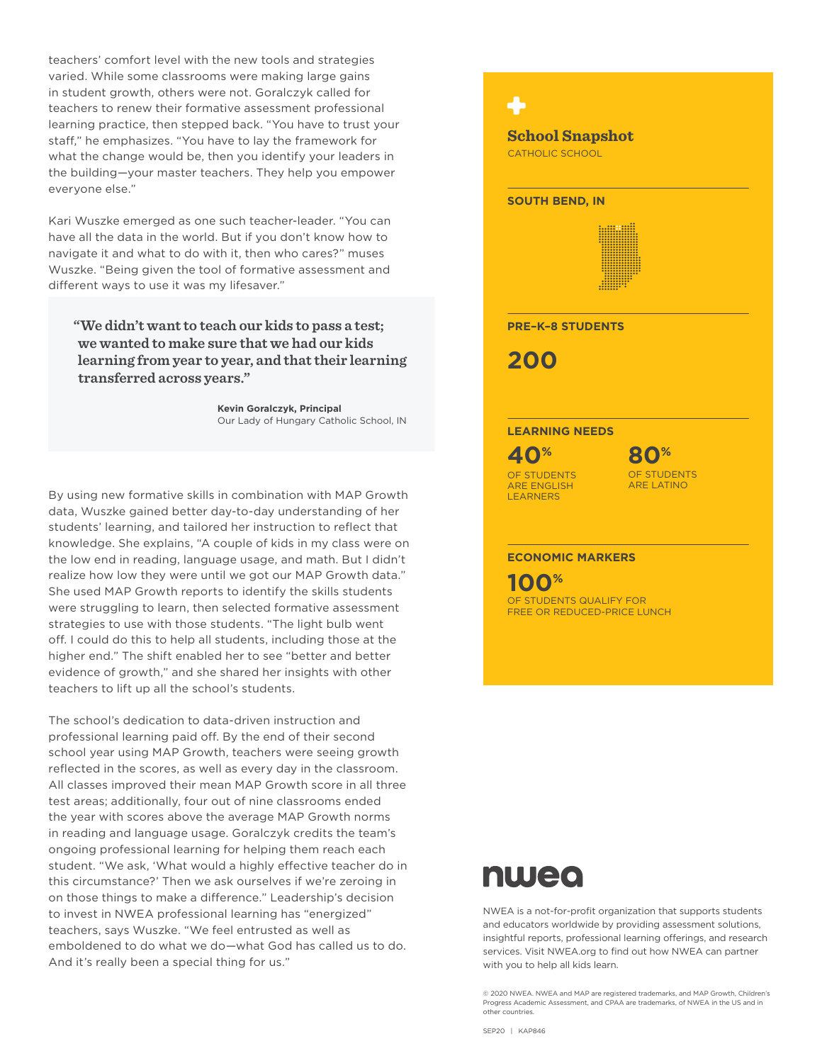teachers' comfort level with the new tools and strategies varied. While some classrooms were making large gains in student growth, others were not. Goralczyk called for teachers to renew their formative assessment professional learning practice, then stepped back. "You have to trust your staff," he emphasizes. "You have to lay the framework for what the change would be, then you identify your leaders in the building—your master teachers. They help you empower everyone else."

Kari Wuszke emerged as one such teacher-leader. "You can have all the data in the world. But if you don't know how to navigate it and what to do with it, then who cares?" muses Wuszke. "Being given the tool of formative assessment and different ways to use it was my lifesaver."

> **"We didn't want to teach our kids to pass a test; we wanted to make sure that we had our kids learning from year to year, and that their learning transferred across years."**
>
> **Kevin Goralczyk, Principal**
> Our Lady of Hungary Catholic School, IN

By using new formative skills in combination with MAP Growth data, Wuszke gained better day-to-day understanding of her students' learning, and tailored her instruction to reflect that knowledge. She explains, "A couple of kids in my class were on the low end in reading, language usage, and math. But I didn't realize how low they were until we got our MAP Growth data." She used MAP Growth reports to identify the skills students were struggling to learn, then selected formative assessment strategies to use with those students. "The light bulb went off. I could do this to help all students, including those at the higher end." The shift enabled her to see "better and better evidence of growth," and she shared her insights with other teachers to lift up all the school's students.

The school's dedication to data-driven instruction and professional learning paid off. By the end of their second school year using MAP Growth, teachers were seeing growth reflected in the scores, as well as every day in the classroom. All classes improved their mean MAP Growth score in all three test areas; additionally, four out of nine classrooms ended the year with scores above the average MAP Growth norms in reading and language usage. Goralczyk credits the team's ongoing professional learning for helping them reach each student. "We ask, 'What would a highly effective teacher do in this circumstance?' Then we ask ourselves if we're zeroing in on those things to make a difference." Leadership's decision to invest in NWEA professional learning has "energized" teachers, says Wuszke. "We feel entrusted as well as emboldened to do what we do—what God has called us to do. And it's really been a special thing for us."

## School Snapshot

CATHOLIC SCHOOL

**SOUTH BEND, IN**

**PRE–K–8 STUDENTS**

**200**

**LEARNING NEEDS**

**40%** OF STUDENTS ARE ENGLISH LEARNERS

**80%** OF STUDENTS ARE LATINO

**ECONOMIC MARKERS**

**100%** OF STUDENTS QUALIFY FOR FREE OR REDUCED-PRICE LUNCH

**nwea**

NWEA is a not-for-profit organization that supports students and educators worldwide by providing assessment solutions, insightful reports, professional learning offerings, and research services. Visit NWEA.org to find out how NWEA can partner with you to help all kids learn.

© 2020 NWEA. NWEA and MAP are registered trademarks, and MAP Growth, Children's Progress Academic Assessment, and CPAA are trademarks, of NWEA in the US and in other countries.

SEP20 | KAP846